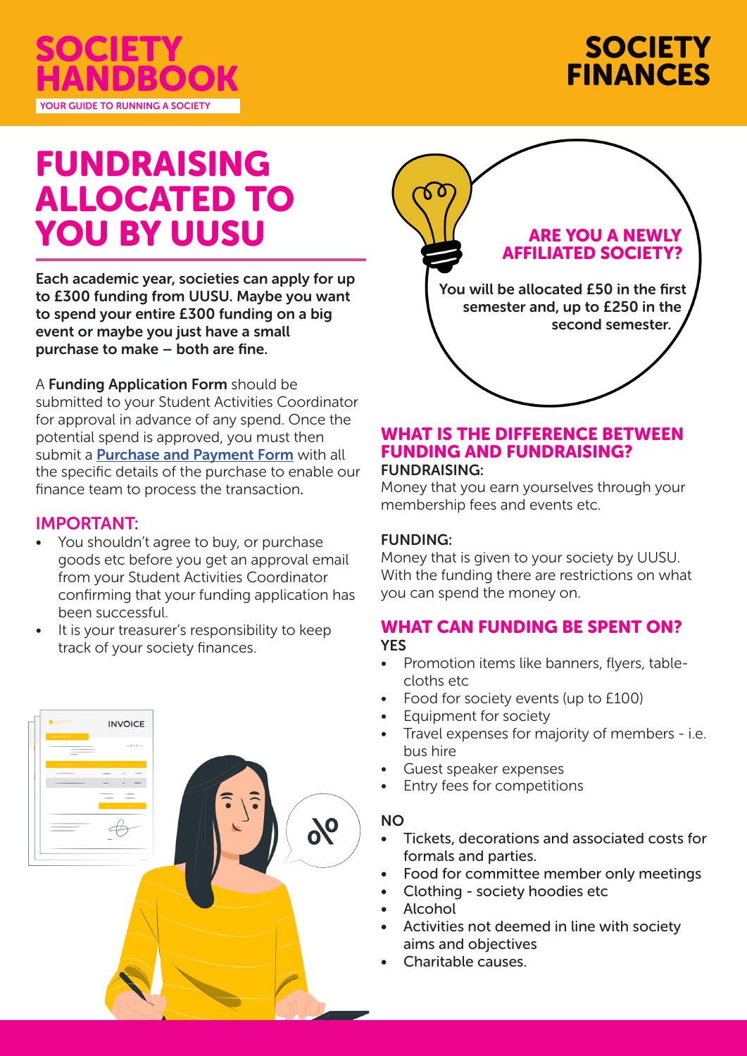# SOCIETY HANDBOOK

YOUR GUIDE TO RUNNING A SOCIETY

# SOCIETY FINANCES

## FUNDRAISING ALLOCATED TO YOU BY UUSU

**Each academic year, societies can apply for up to £300 funding from UUSU. Maybe you want to spend your entire £300 funding on a big event or maybe you just have a small purchase to make – both are fine.**

A **Funding Application Form** should be submitted to your Student Activities Coordinator for approval in advance of any spend. Once the potential spend is approved, you must then submit a **Purchase and Payment Form** with all the specific details of the purchase to enable our finance team to process the transaction.

### IMPORTANT:

- You shouldn't agree to buy, or purchase goods etc before you get an approval email from your Student Activities Coordinator confirming that your funding application has been successful.
- It is your treasurer's responsibility to keep track of your society finances.

### ARE YOU A NEWLY AFFILIATED SOCIETY?

You will be allocated £50 in the first semester and, up to £250 in the second semester.

### WHAT IS THE DIFFERENCE BETWEEN FUNDING AND FUNDRAISING?

**FUNDRAISING:**

Money that you earn yourselves through your membership fees and events etc.

**FUNDING:**

Money that is given to your society by UUSU. With the funding there are restrictions on what you can spend the money on.

### WHAT CAN FUNDING BE SPENT ON?

**YES**

- Promotion items like banners, flyers, table-cloths etc
- Food for society events (up to £100)
- Equipment for society
- Travel expenses for majority of members - i.e. bus hire
- Guest speaker expenses
- Entry fees for competitions

**NO**

- Tickets, decorations and associated costs for formals and parties.
- Food for committee member only meetings
- Clothing - society hoodies etc
- Alcohol
- Activities not deemed in line with society aims and objectives
- Charitable causes.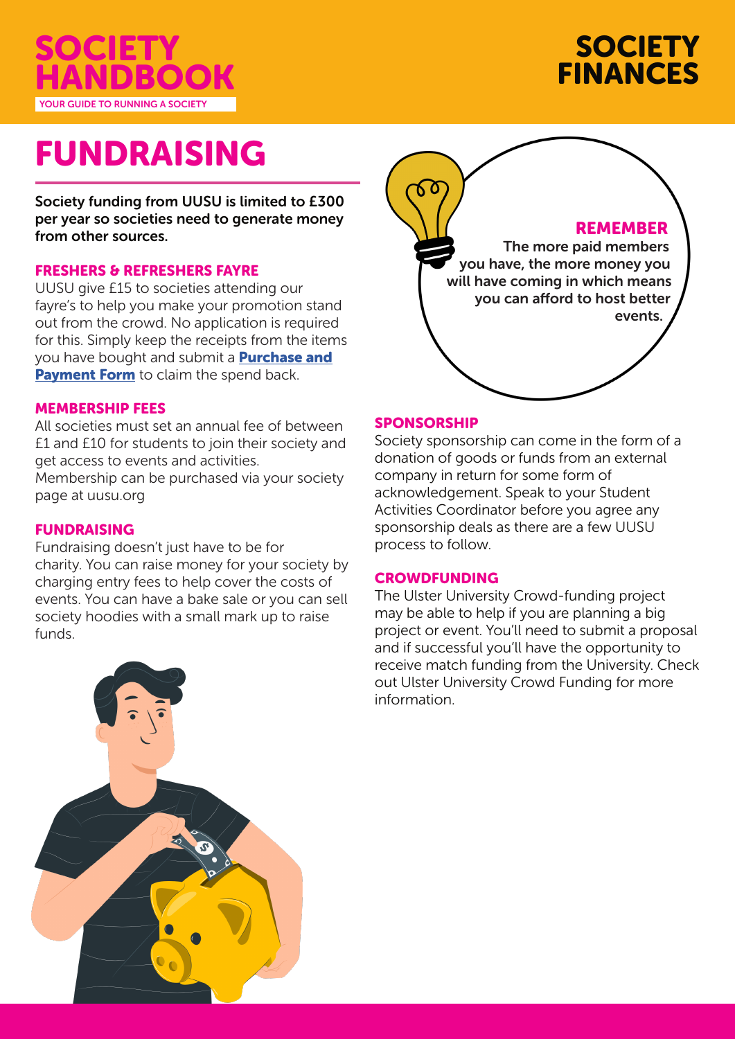# FUNDRAISING

**Society funding from UUSU is limited to £300 per year so societies need to generate money from other sources.**

### FRESHERS & REFRESHERS FAYRE

UUSU give £15 to societies attending our fayre's to help you make your promotion stand out from the crowd. No application is required for this. Simply keep the receipts from the items you have bought and submit a **Purchase and Payment Form** to claim the spend back.

### MEMBERSHIP FEES

All societies must set an annual fee of between £1 and £10 for students to join their society and get access to events and activities.
Membership can be purchased via your society page at uusu.org

### FUNDRAISING

Fundraising doesn't just have to be for charity. You can raise money for your society by charging entry fees to help cover the costs of events. You can have a bake sale or you can sell society hoodies with a small mark up to raise funds.

### REMEMBER

**The more paid members you have, the more money you will have coming in which means you can afford to host better events.**

### SPONSORSHIP

Society sponsorship can come in the form of a donation of goods or funds from an external company in return for some form of acknowledgement. Speak to your Student Activities Coordinator before you agree any sponsorship deals as there are a few UUSU process to follow.

### CROWDFUNDING

The Ulster University Crowd-funding project may be able to help if you are planning a big project or event. You'll need to submit a proposal and if successful you'll have the opportunity to receive match funding from the University. Check out Ulster University Crowd Funding for more information.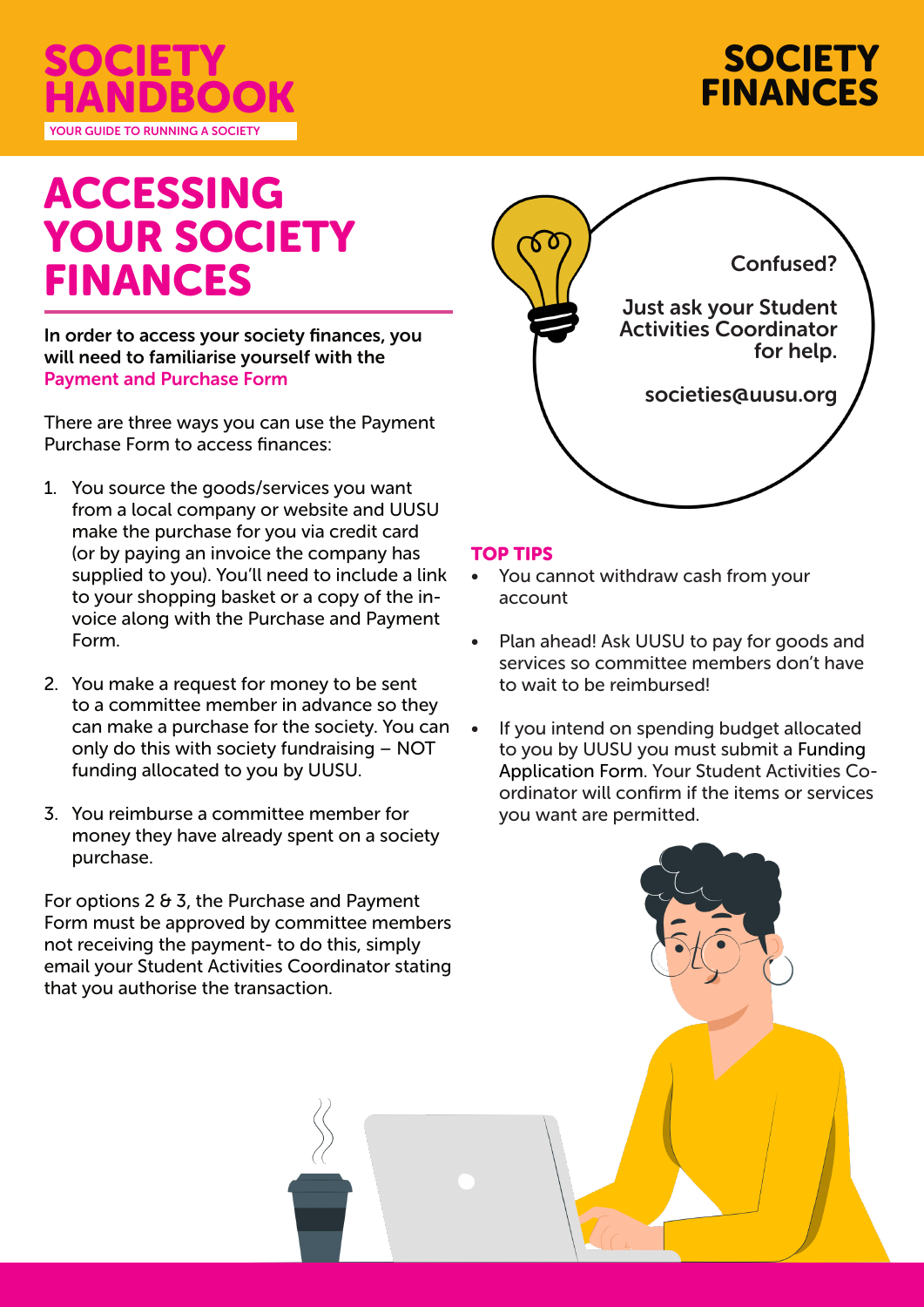# SOCIETY HANDBOOK

YOUR GUIDE TO RUNNING A SOCIETY

# SOCIETY FINANCES

## ACCESSING YOUR SOCIETY FINANCES

**In order to access your society finances, you will need to familiarise yourself with the Payment and Purchase Form**

There are three ways you can use the Payment Purchase Form to access finances:

1. You source the goods/services you want from a local company or website and UUSU make the purchase for you via credit card (or by paying an invoice the company has supplied to you). You'll need to include a link to your shopping basket or a copy of the invoice along with the Purchase and Payment Form.
2. You make a request for money to be sent to a committee member in advance so they can make a purchase for the society. You can only do this with society fundraising – NOT funding allocated to you by UUSU.
3. You reimburse a committee member for money they have already spent on a society purchase.

For options 2 & 3, the Purchase and Payment Form must be approved by committee members not receiving the payment- to do this, simply email your Student Activities Coordinator stating that you authorise the transaction.

Confused?

Just ask your Student Activities Coordinator for help.

societies@uusu.org

### TOP TIPS

- You cannot withdraw cash from your account
- Plan ahead! Ask UUSU to pay for goods and services so committee members don't have to wait to be reimbursed!
- If you intend on spending budget allocated to you by UUSU you must submit a Funding Application Form. Your Student Activities Co-ordinator will confirm if the items or services you want are permitted.